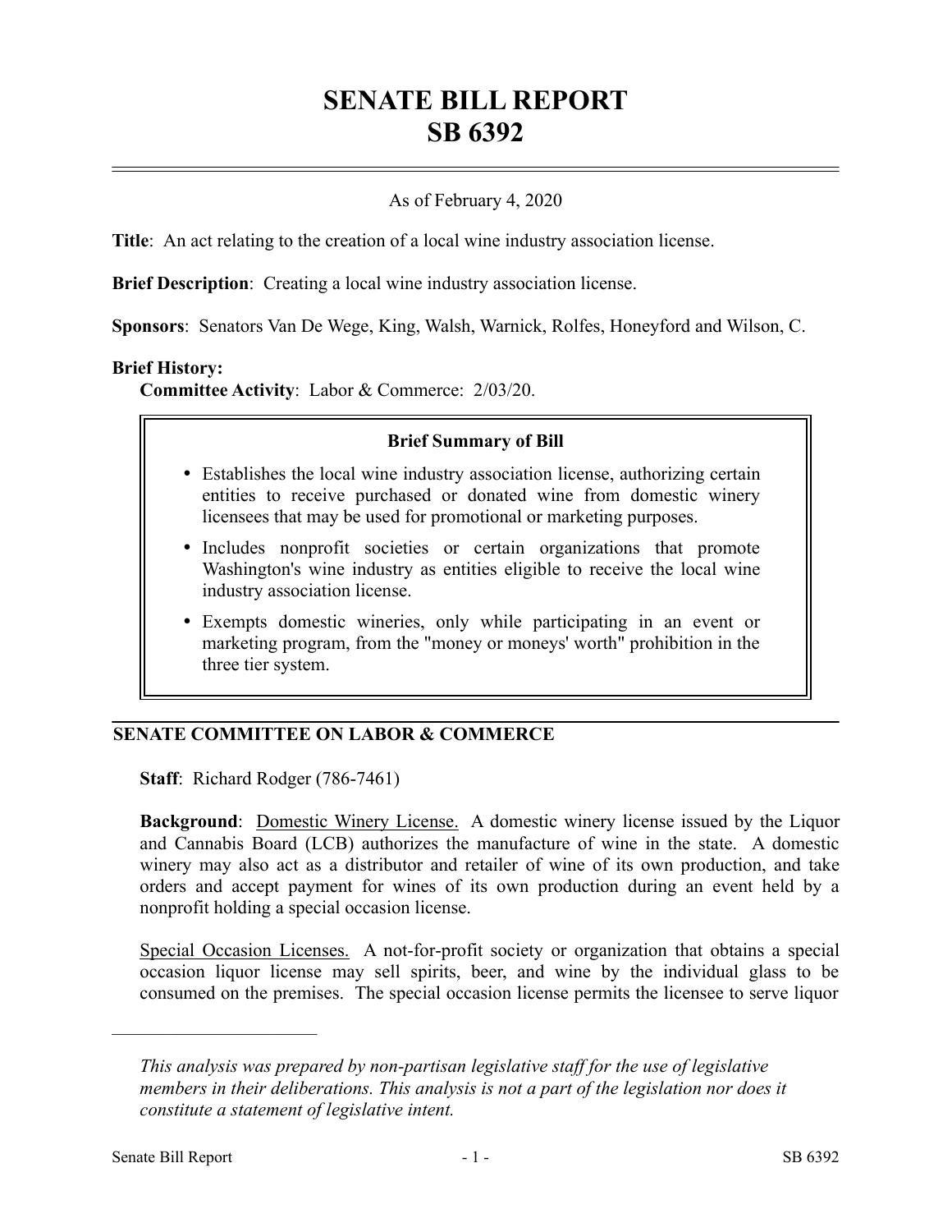# SENATE BILL REPORT
# SB 6392

As of February 4, 2020

**Title**: An act relating to the creation of a local wine industry association license.

**Brief Description**: Creating a local wine industry association license.

**Sponsors**: Senators Van De Wege, King, Walsh, Warnick, Rolfes, Honeyford and Wilson, C.

**Brief History:**

**Committee Activity**: Labor & Commerce: 2/03/20.

**Brief Summary of Bill**

- Establishes the local wine industry association license, authorizing certain entities to receive purchased or donated wine from domestic winery licensees that may be used for promotional or marketing purposes.
- Includes nonprofit societies or certain organizations that promote Washington's wine industry as entities eligible to receive the local wine industry association license.
- Exempts domestic wineries, only while participating in an event or marketing program, from the "money or moneys' worth" prohibition in the three tier system.

## SENATE COMMITTEE ON LABOR & COMMERCE

**Staff**: Richard Rodger (786-7461)

**Background**: Domestic Winery License. A domestic winery license issued by the Liquor and Cannabis Board (LCB) authorizes the manufacture of wine in the state. A domestic winery may also act as a distributor and retailer of wine of its own production, and take orders and accept payment for wines of its own production during an event held by a nonprofit holding a special occasion license.

Special Occasion Licenses. A not-for-profit society or organization that obtains a special occasion liquor license may sell spirits, beer, and wine by the individual glass to be consumed on the premises. The special occasion license permits the licensee to serve liquor

---

*This analysis was prepared by non-partisan legislative staff for the use of legislative members in their deliberations. This analysis is not a part of the legislation nor does it constitute a statement of legislative intent.*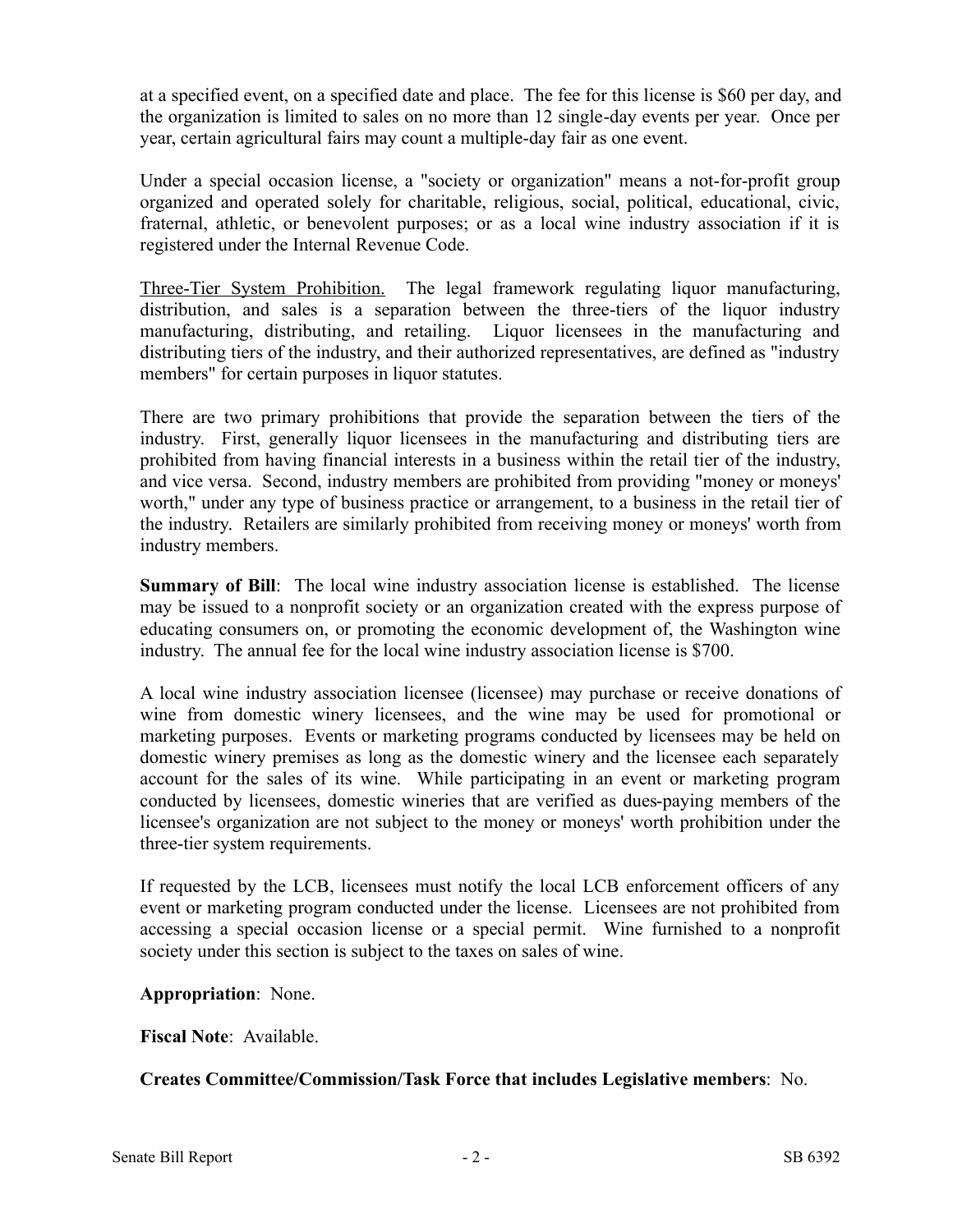at a specified event, on a specified date and place. The fee for this license is $60 per day, and the organization is limited to sales on no more than 12 single-day events per year. Once per year, certain agricultural fairs may count a multiple-day fair as one event.

Under a special occasion license, a "society or organization" means a not-for-profit group organized and operated solely for charitable, religious, social, political, educational, civic, fraternal, athletic, or benevolent purposes; or as a local wine industry association if it is registered under the Internal Revenue Code.

Three-Tier System Prohibition. The legal framework regulating liquor manufacturing, distribution, and sales is a separation between the three-tiers of the liquor industry manufacturing, distributing, and retailing. Liquor licensees in the manufacturing and distributing tiers of the industry, and their authorized representatives, are defined as "industry members" for certain purposes in liquor statutes.

There are two primary prohibitions that provide the separation between the tiers of the industry. First, generally liquor licensees in the manufacturing and distributing tiers are prohibited from having financial interests in a business within the retail tier of the industry, and vice versa. Second, industry members are prohibited from providing "money or moneys' worth," under any type of business practice or arrangement, to a business in the retail tier of the industry. Retailers are similarly prohibited from receiving money or moneys' worth from industry members.

**Summary of Bill**: The local wine industry association license is established. The license may be issued to a nonprofit society or an organization created with the express purpose of educating consumers on, or promoting the economic development of, the Washington wine industry. The annual fee for the local wine industry association license is $700.

A local wine industry association licensee (licensee) may purchase or receive donations of wine from domestic winery licensees, and the wine may be used for promotional or marketing purposes. Events or marketing programs conducted by licensees may be held on domestic winery premises as long as the domestic winery and the licensee each separately account for the sales of its wine. While participating in an event or marketing program conducted by licensees, domestic wineries that are verified as dues-paying members of the licensee's organization are not subject to the money or moneys' worth prohibition under the three-tier system requirements.

If requested by the LCB, licensees must notify the local LCB enforcement officers of any event or marketing program conducted under the license. Licensees are not prohibited from accessing a special occasion license or a special permit. Wine furnished to a nonprofit society under this section is subject to the taxes on sales of wine.

**Appropriation**: None.

**Fiscal Note**: Available.

**Creates Committee/Commission/Task Force that includes Legislative members**: No.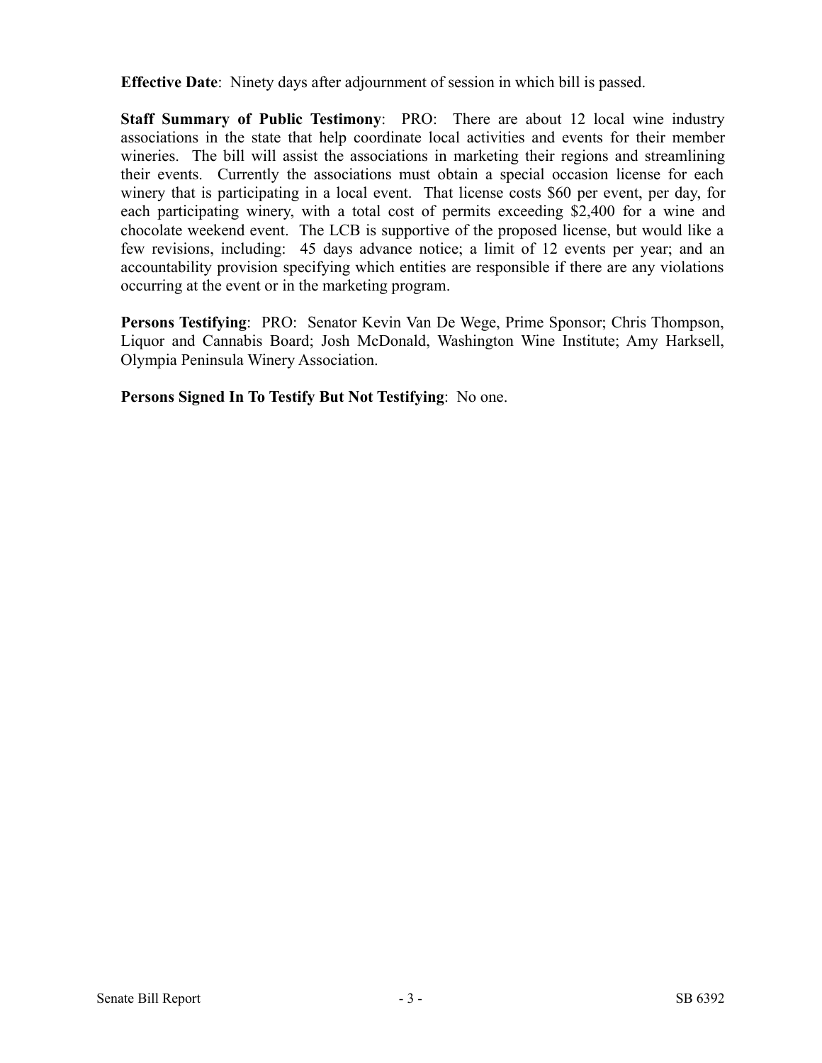**Effective Date**: Ninety days after adjournment of session in which bill is passed.

**Staff Summary of Public Testimony**: PRO: There are about 12 local wine industry associations in the state that help coordinate local activities and events for their member wineries. The bill will assist the associations in marketing their regions and streamlining their events. Currently the associations must obtain a special occasion license for each winery that is participating in a local event. That license costs $60 per event, per day, for each participating winery, with a total cost of permits exceeding $2,400 for a wine and chocolate weekend event. The LCB is supportive of the proposed license, but would like a few revisions, including: 45 days advance notice; a limit of 12 events per year; and an accountability provision specifying which entities are responsible if there are any violations occurring at the event or in the marketing program.

**Persons Testifying**: PRO: Senator Kevin Van De Wege, Prime Sponsor; Chris Thompson, Liquor and Cannabis Board; Josh McDonald, Washington Wine Institute; Amy Harksell, Olympia Peninsula Winery Association.

**Persons Signed In To Testify But Not Testifying**: No one.